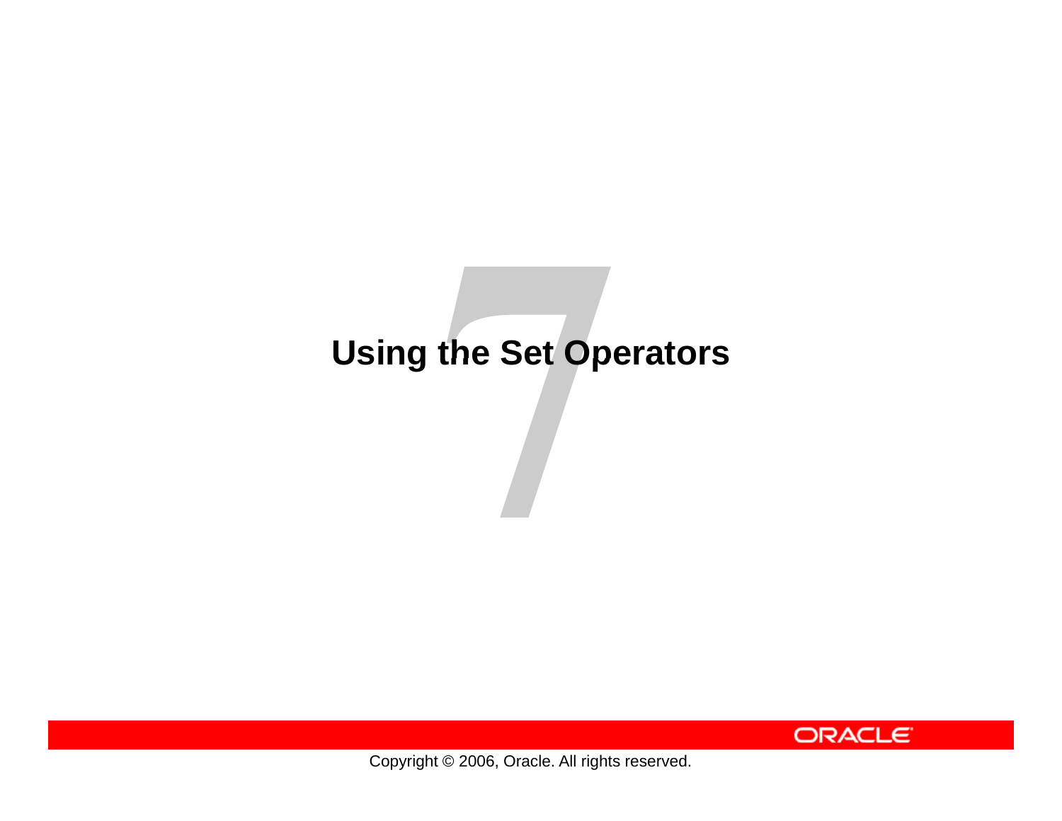# Using the Set Operators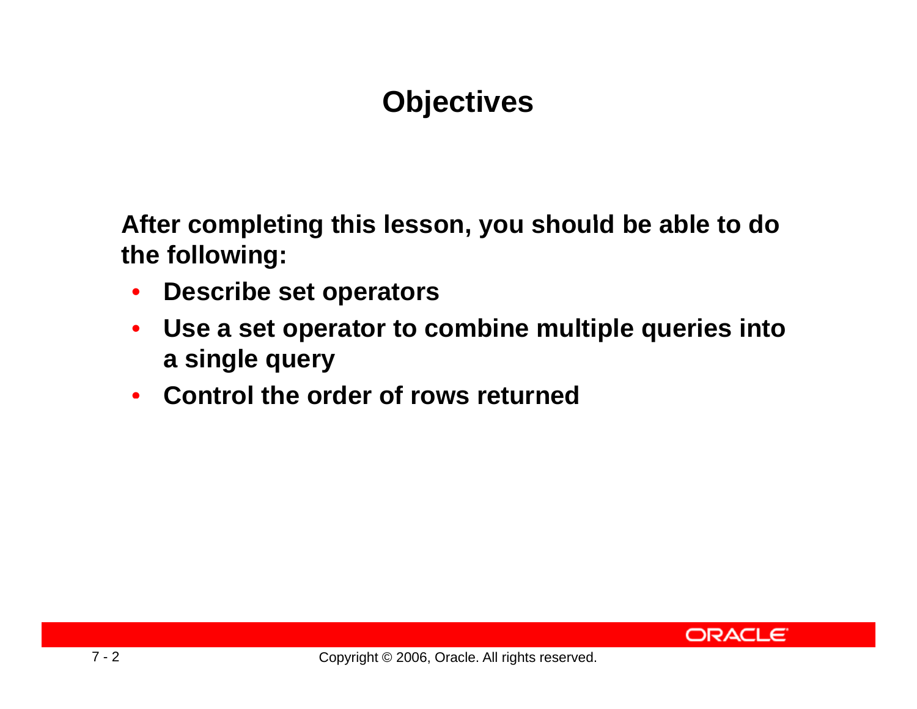# Objectives

**After completing this lesson, you should be able to do the following:**

- **Describe set operators**
- **Use a set operator to combine multiple queries into a single query**
- **Control the order of rows returned**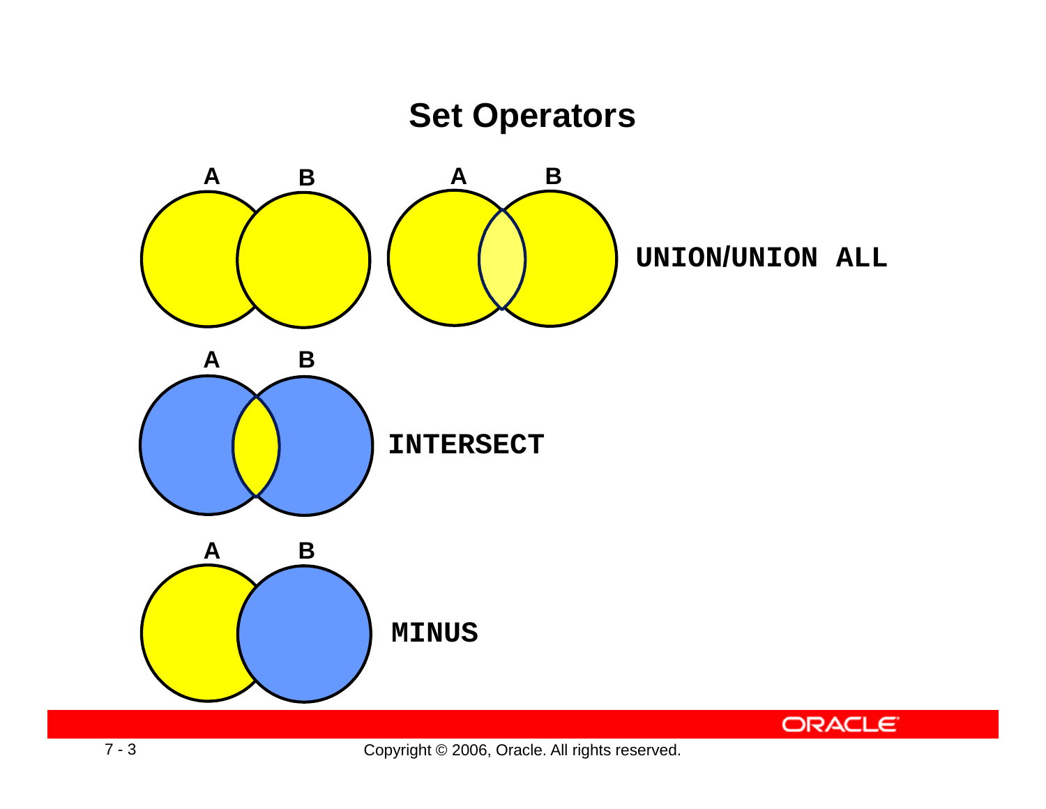# Set Operators

A B A B

UNION/UNION ALL

A B

INTERSECT

A B

MINUS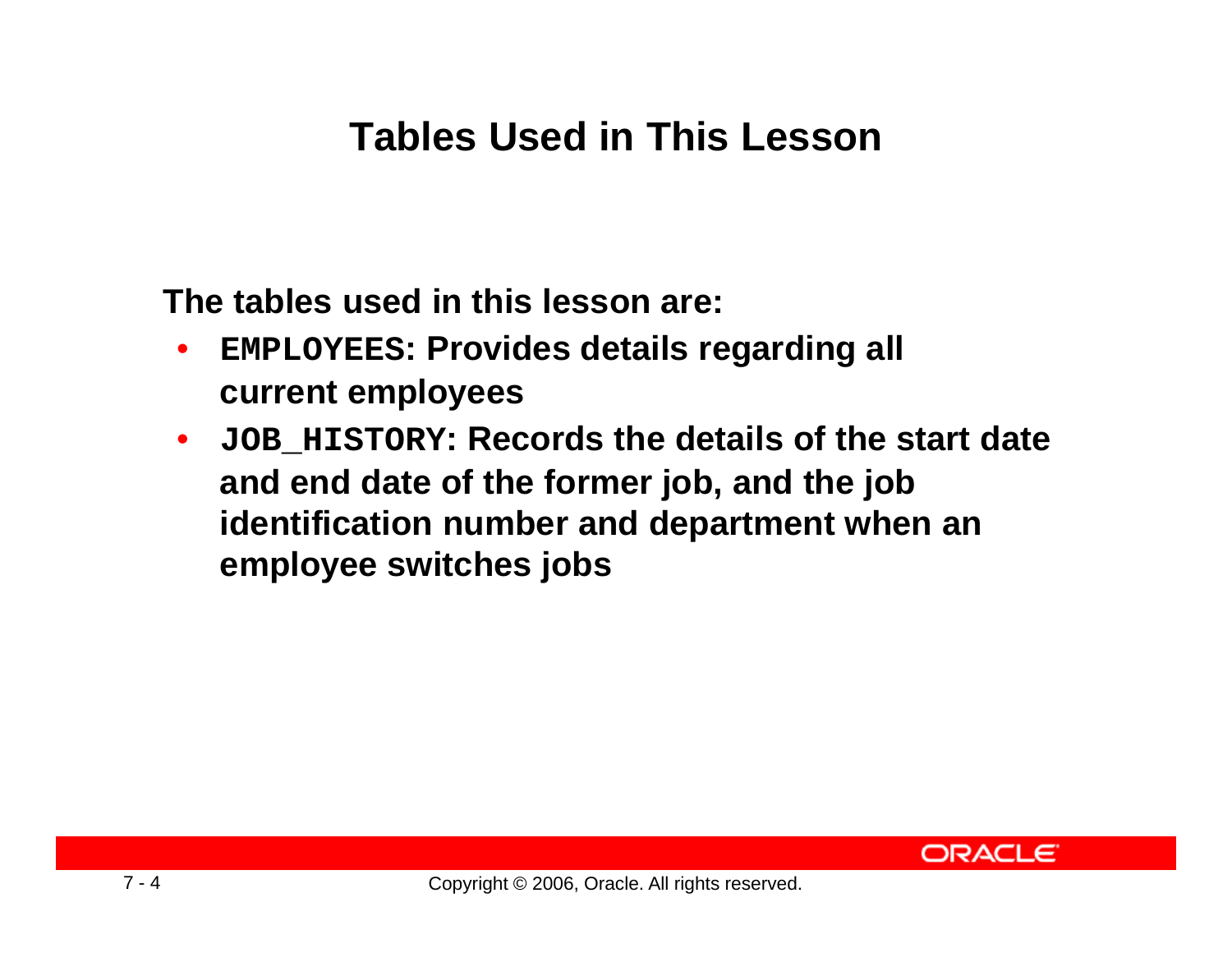# Tables Used in This Lesson

The tables used in this lesson are:

- `EMPLOYEES`: Provides details regarding all current employees
- `JOB_HISTORY`: Records the details of the start date and end date of the former job, and the job identification number and department when an employee switches jobs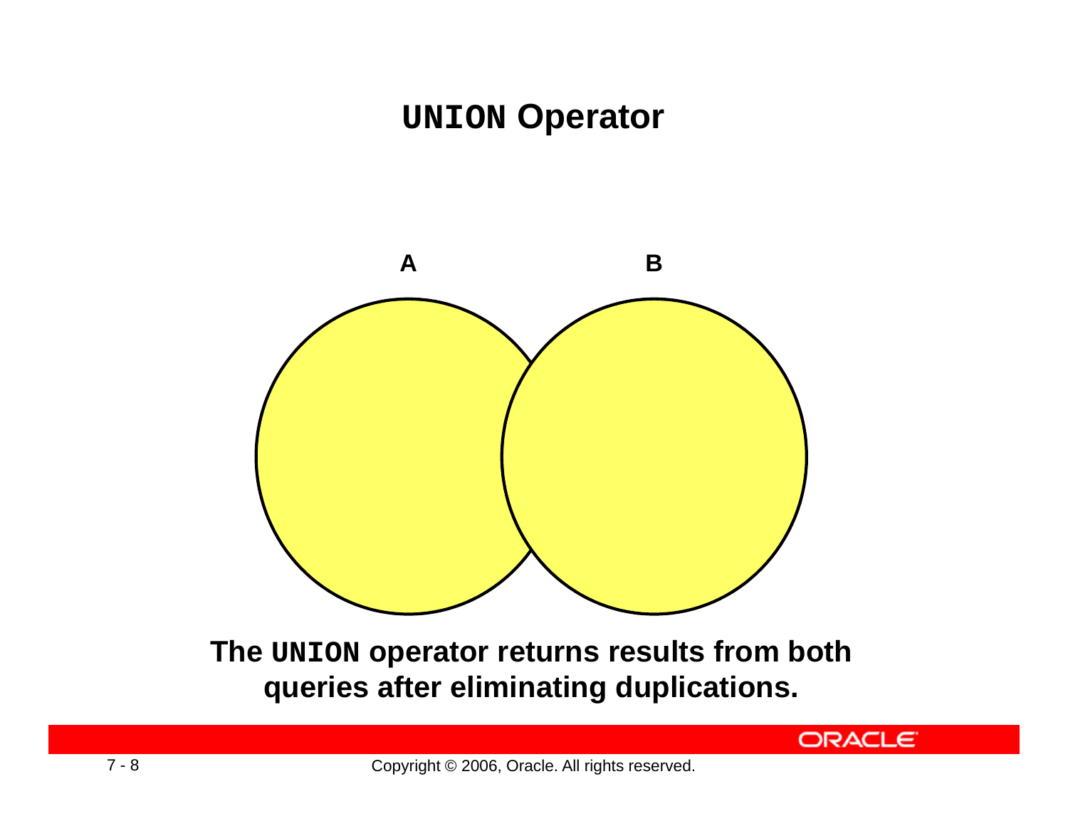# UNION Operator

A

B

**The UNION operator returns results from both queries after eliminating duplications.**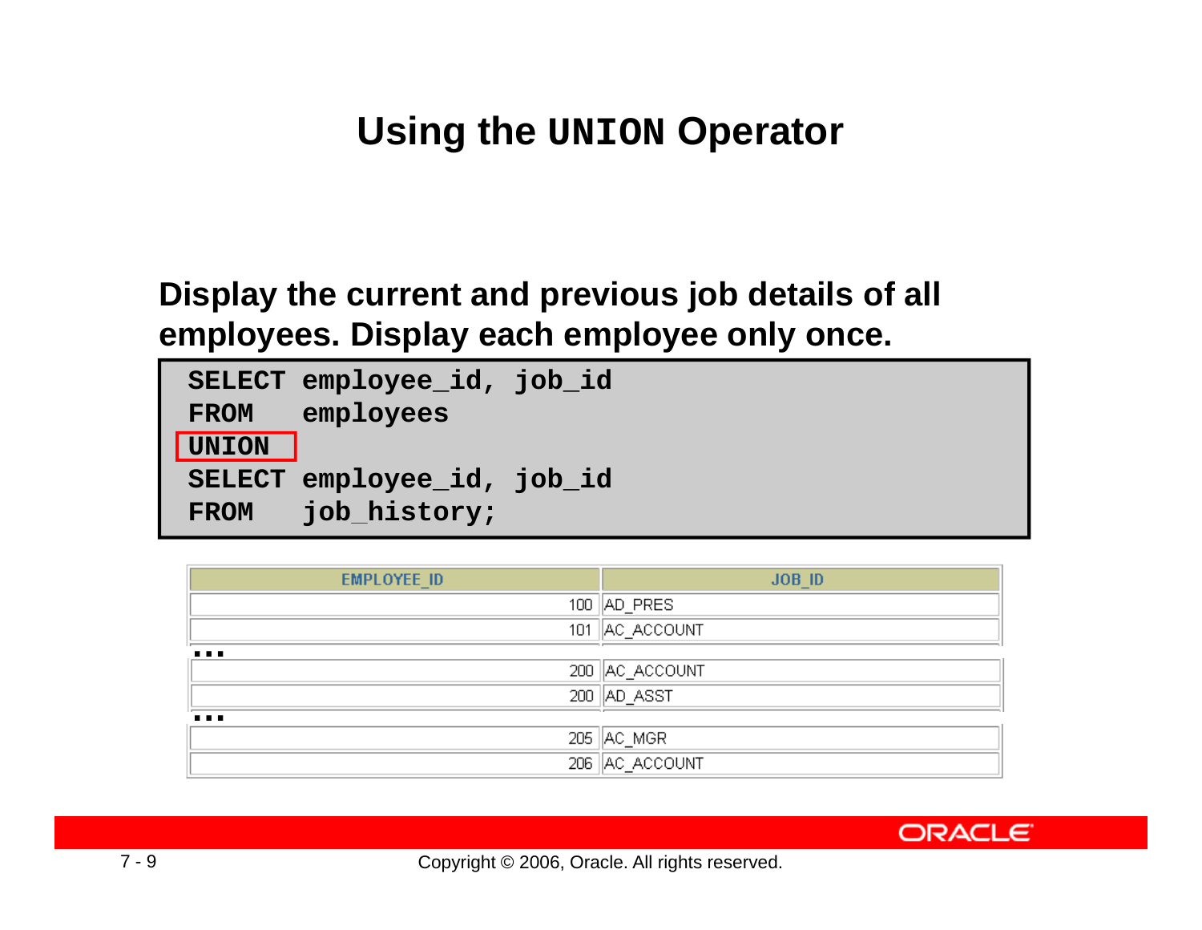# Using the UNION Operator

**Display the current and previous job details of all employees. Display each employee only once.**

```
SELECT employee_id, job_id
FROM   employees
UNION
SELECT employee_id, job_id
FROM   job_history;
```

| EMPLOYEE_ID | JOB_ID |
|---|---|
| 100 | AD_PRES |
| 101 | AC_ACCOUNT |
| ... | |
| 200 | AC_ACCOUNT |
| 200 | AD_ASST |
| ... | |
| 205 | AC_MGR |
| 206 | AC_ACCOUNT |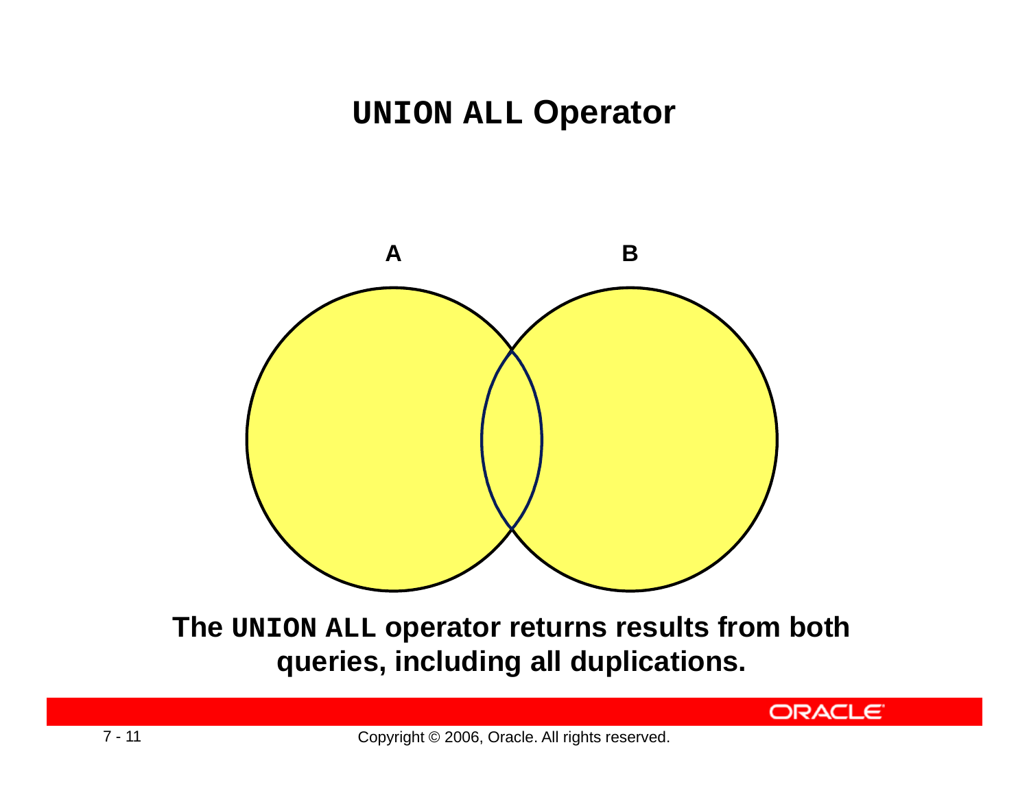# `UNION ALL` Operator

A

B

**The `UNION ALL` operator returns results from both queries, including all duplications.**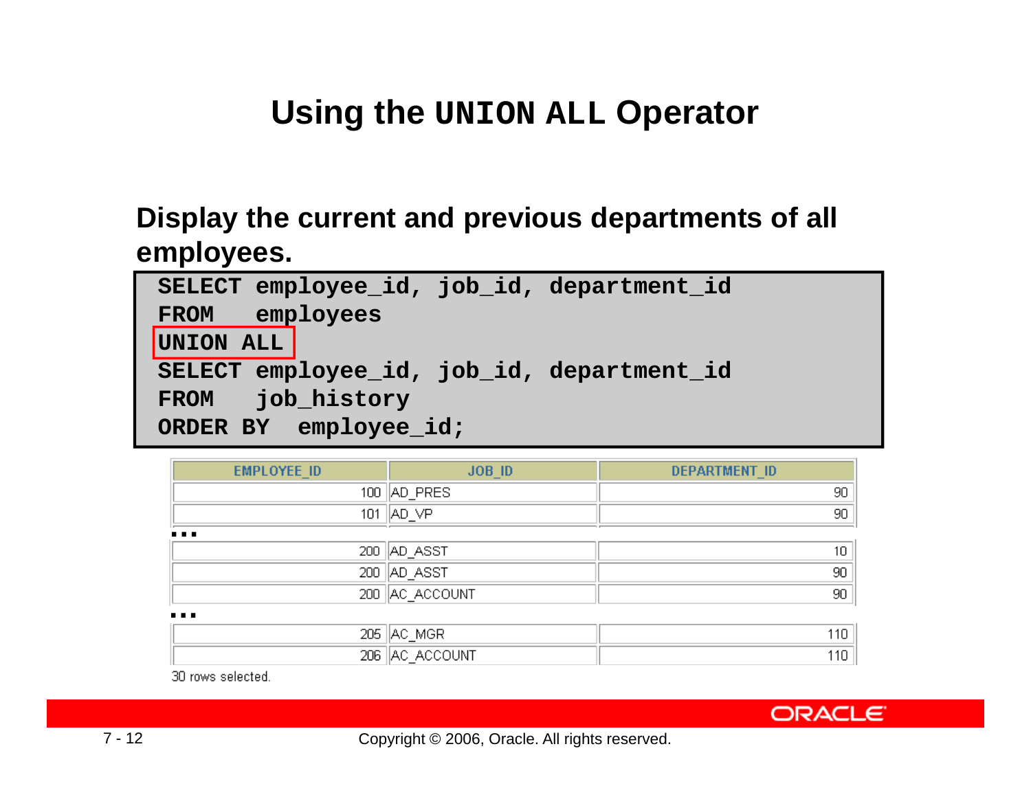# Using the UNION ALL Operator

**Display the current and previous departments of all employees.**

```
SELECT employee_id, job_id, department_id
FROM   employees
UNION ALL
SELECT employee_id, job_id, department_id
FROM   job_history
ORDER BY  employee_id;
```

| EMPLOYEE_ID | JOB_ID | DEPARTMENT_ID |
|---|---|---|
| 100 | AD_PRES | 90 |
| 101 | AD_VP | 90 |
| ... | | |
| 200 | AD_ASST | 10 |
| 200 | AD_ASST | 90 |
| 200 | AC_ACCOUNT | 90 |
| ... | | |
| 205 | AC_MGR | 110 |
| 206 | AC_ACCOUNT | 110 |

30 rows selected.

Copyright © 2006, Oracle. All rights reserved.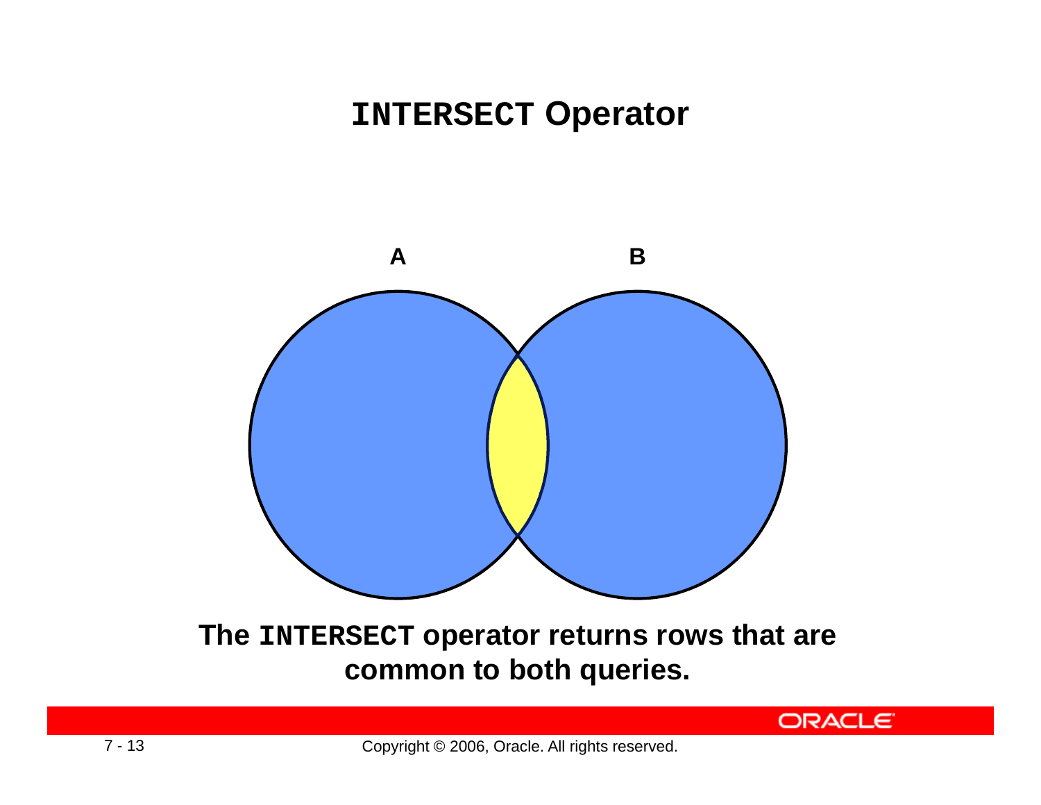# `INTERSECT` Operator

A

B

**The `INTERSECT` operator returns rows that are common to both queries.**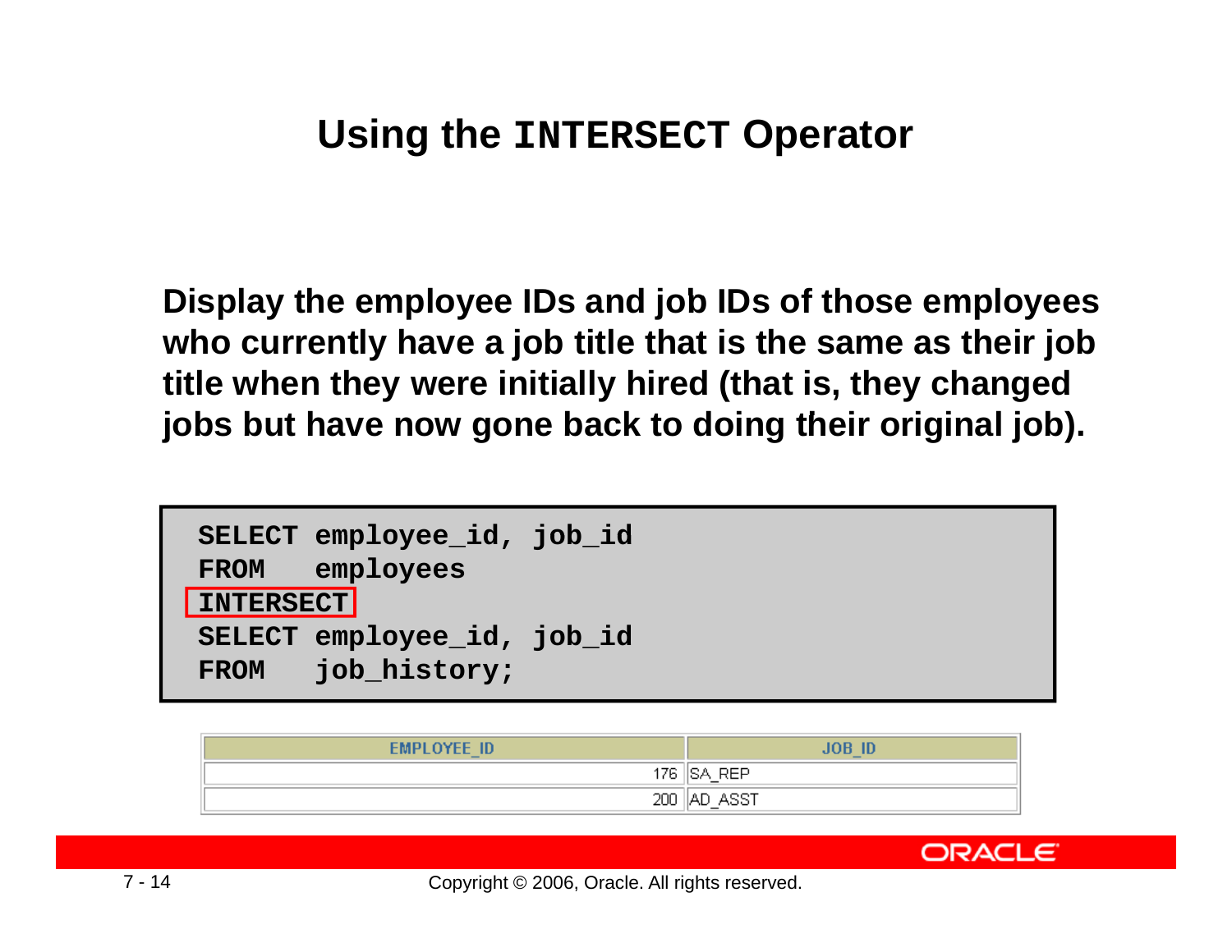# Using the INTERSECT Operator

**Display the employee IDs and job IDs of those employees who currently have a job title that is the same as their job title when they were initially hired (that is, they changed jobs but have now gone back to doing their original job).**

```
SELECT employee_id, job_id
FROM   employees
INTERSECT
SELECT employee_id, job_id
FROM   job_history;
```

| EMPLOYEE_ID | JOB_ID |
|---|---|
| 176 | SA_REP |
| 200 | AD_ASST |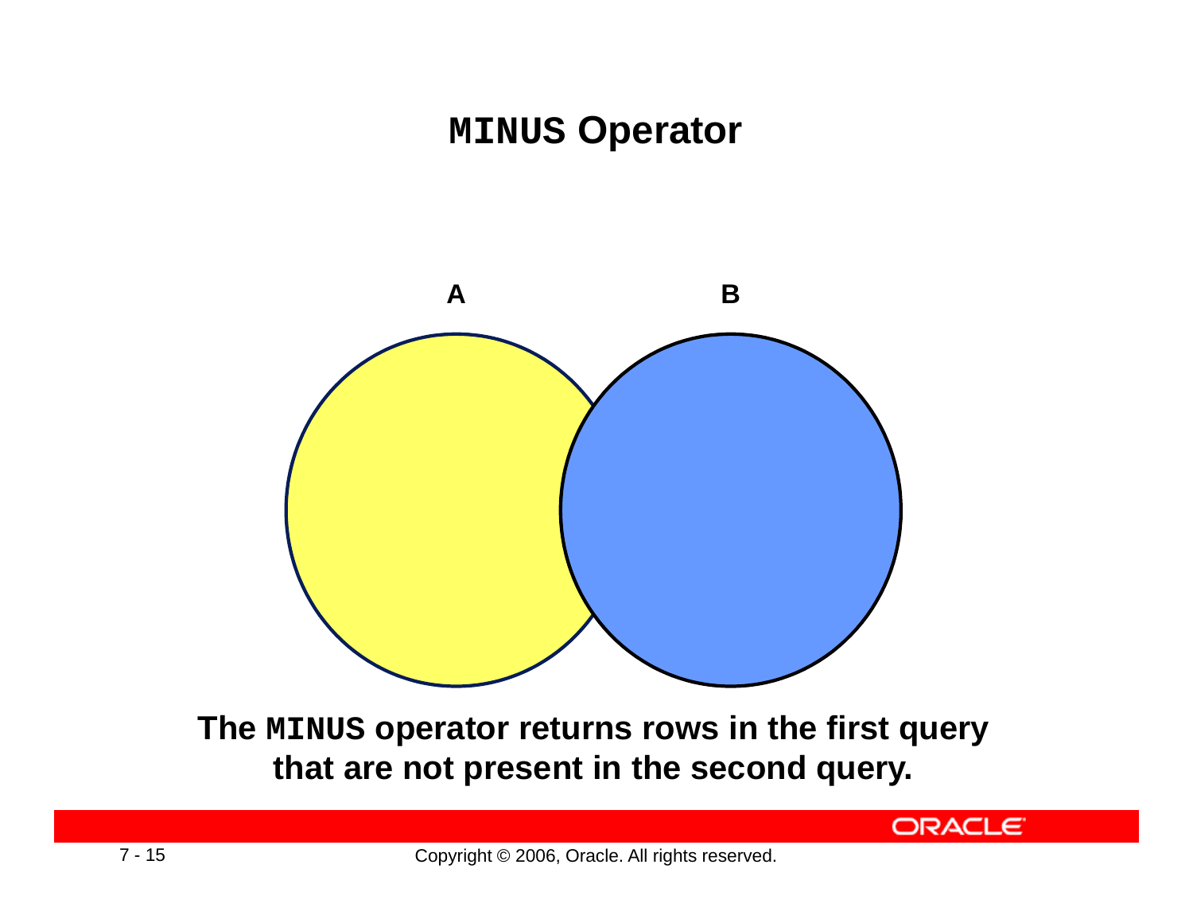# `MINUS` Operator

A B

**The `MINUS` operator returns rows in the first query that are not present in the second query.**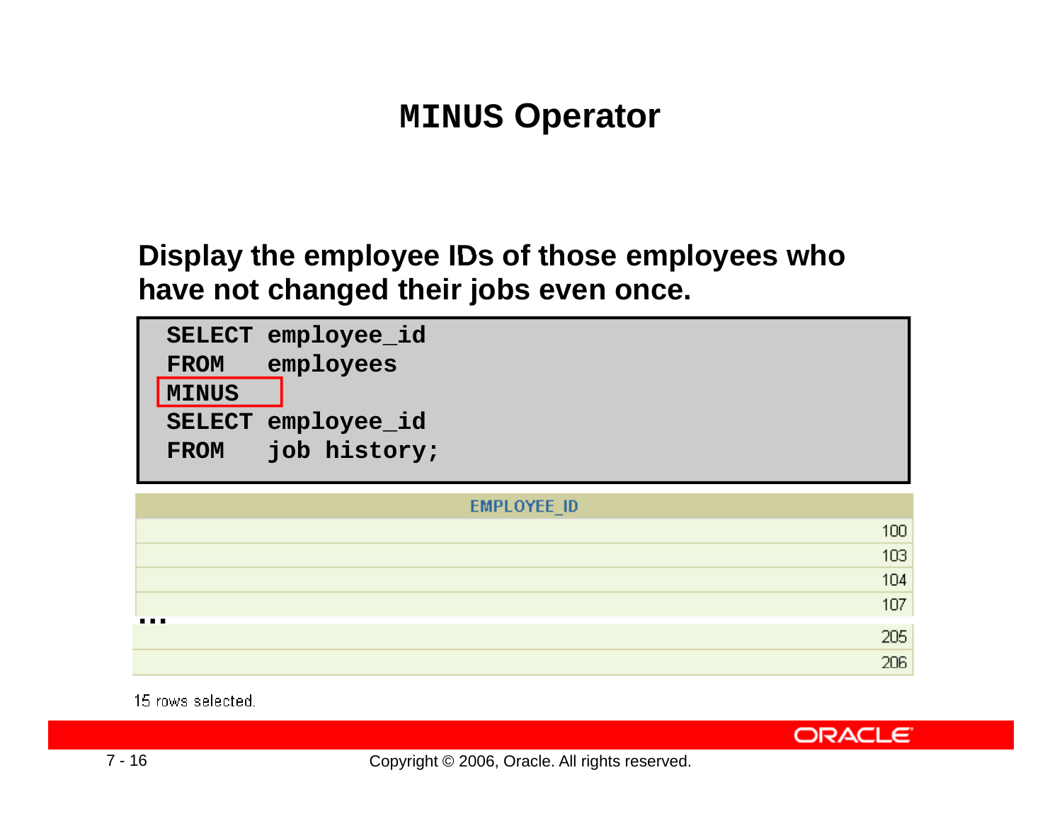# MINUS Operator

**Display the employee IDs of those employees who have not changed their jobs even once.**

```
SELECT employee_id
FROM   employees
MINUS
SELECT employee_id
FROM   job_history;
```

| EMPLOYEE_ID |
| ---: |
| 100 |
| 103 |
| 104 |
| 107 |
| ... |
| 205 |
| 206 |

15 rows selected.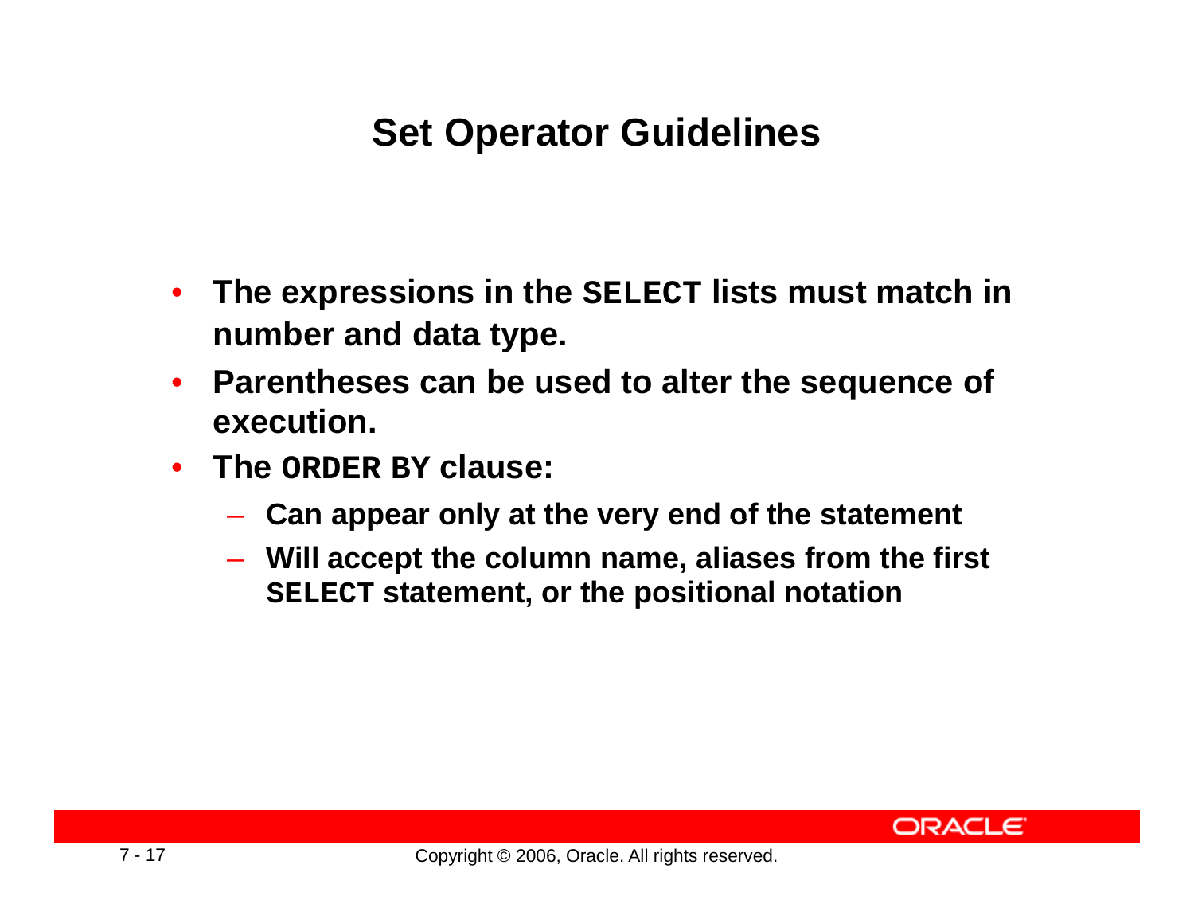# Set Operator Guidelines

- **The expressions in the `SELECT` lists must match in number and data type.**
- **Parentheses can be used to alter the sequence of execution.**
- **The `ORDER BY` clause:**
  - **Can appear only at the very end of the statement**
  - **Will accept the column name, aliases from the first `SELECT` statement, or the positional notation**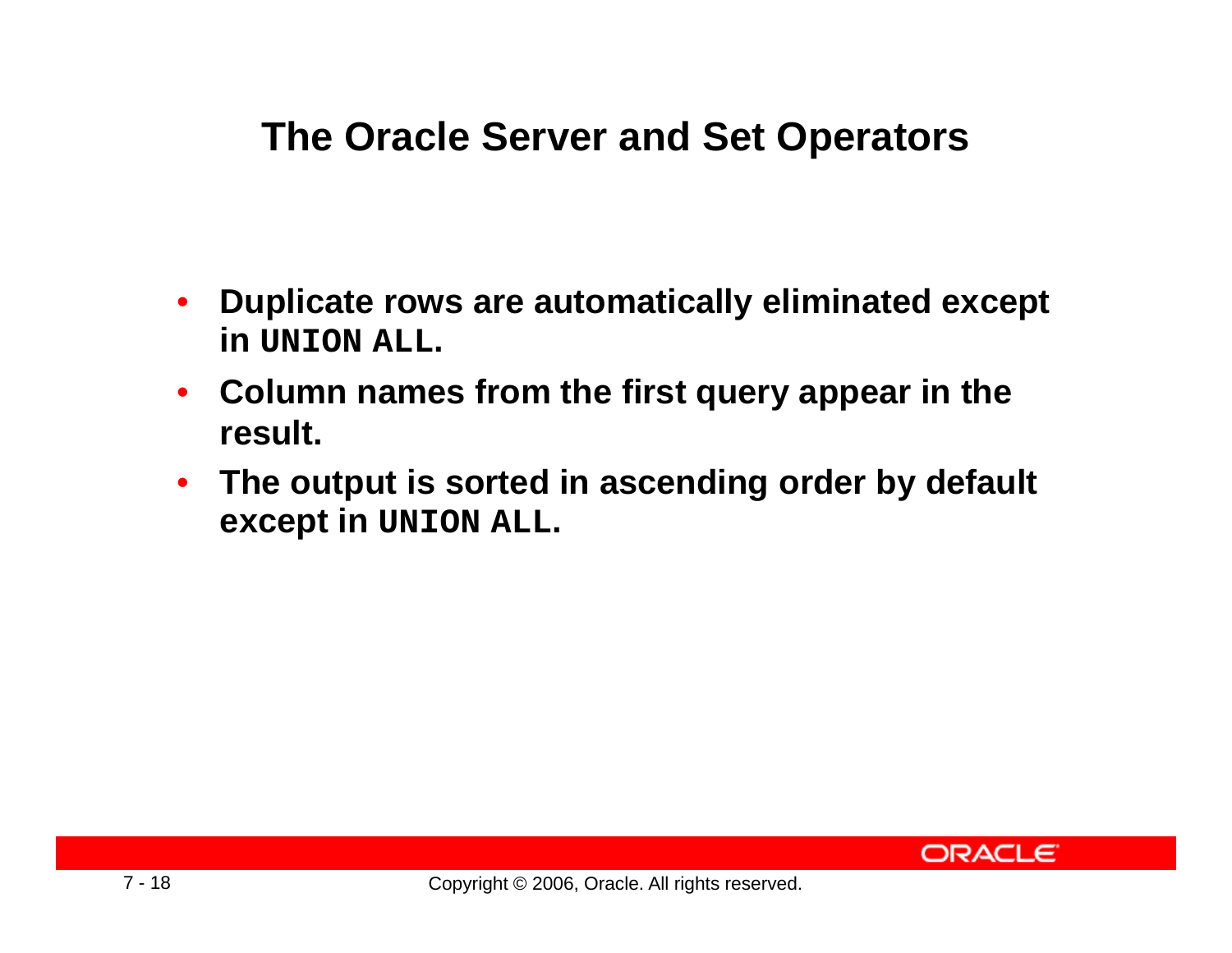# The Oracle Server and Set Operators

- **Duplicate rows are automatically eliminated except in `UNION ALL`.**
- **Column names from the first query appear in the result.**
- **The output is sorted in ascending order by default except in `UNION ALL`.**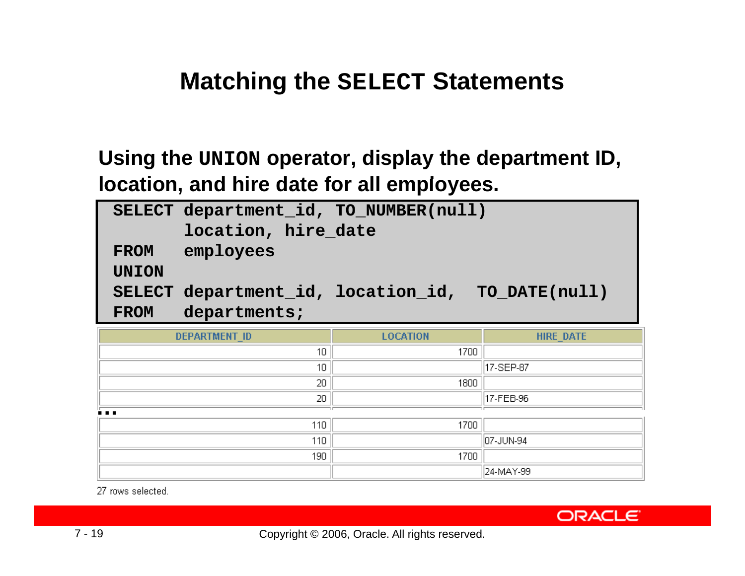# Matching the SELECT Statements

**Using the UNION operator, display the department ID, location, and hire date for all employees.**

```
SELECT department_id, TO_NUMBER(null)
       location, hire_date
FROM   employees
UNION
SELECT department_id, location_id,  TO_DATE(null)
FROM   departments;
```

| DEPARTMENT_ID | LOCATION | HIRE_DATE |
|---|---|---|
| 10 | 1700 | |
| 10 | | 17-SEP-87 |
| 20 | 1800 | |
| 20 | | 17-FEB-96 |
| ... | | |
| 110 | 1700 | |
| 110 | | 07-JUN-94 |
| 190 | 1700 | |
| | | 24-MAY-99 |

27 rows selected.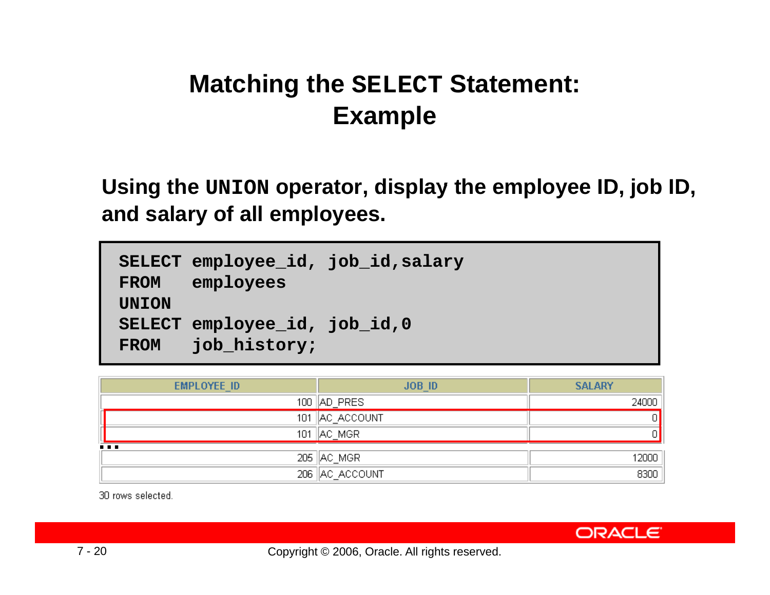# Matching the SELECT Statement: Example

**Using the UNION operator, display the employee ID, job ID, and salary of all employees.**

```
SELECT employee_id, job_id,salary
FROM   employees
UNION
SELECT employee_id, job_id,0
FROM   job_history;
```

| EMPLOYEE_ID | JOB_ID | SALARY |
|---|---|---|
| 100 | AD_PRES | 24000 |
| 101 | AC_ACCOUNT | 0 |
| 101 | AC_MGR | 0 |
| ... | | |
| 205 | AC_MGR | 12000 |
| 206 | AC_ACCOUNT | 8300 |

30 rows selected.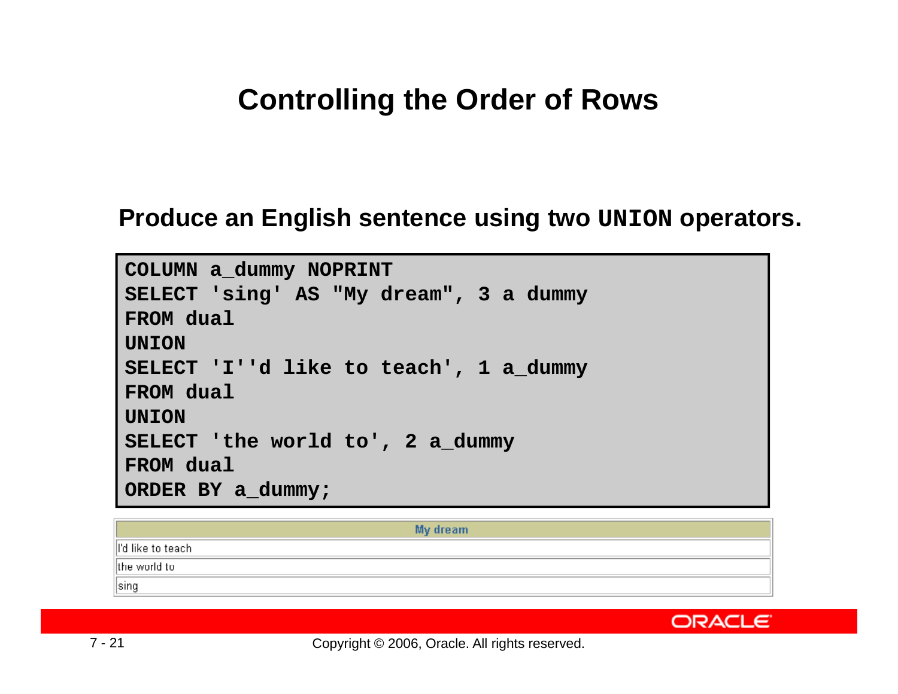# Controlling the Order of Rows

**Produce an English sentence using two `UNION` operators.**

```
COLUMN a_dummy NOPRINT
SELECT 'sing' AS "My dream", 3 a dummy
FROM dual
UNION
SELECT 'I''d like to teach', 1 a_dummy
FROM dual
UNION
SELECT 'the world to', 2 a_dummy
FROM dual
ORDER BY a_dummy;
```

| My dream |
| --- |
| I'd like to teach |
| the world to |
| sing |

Copyright © 2006, Oracle. All rights reserved.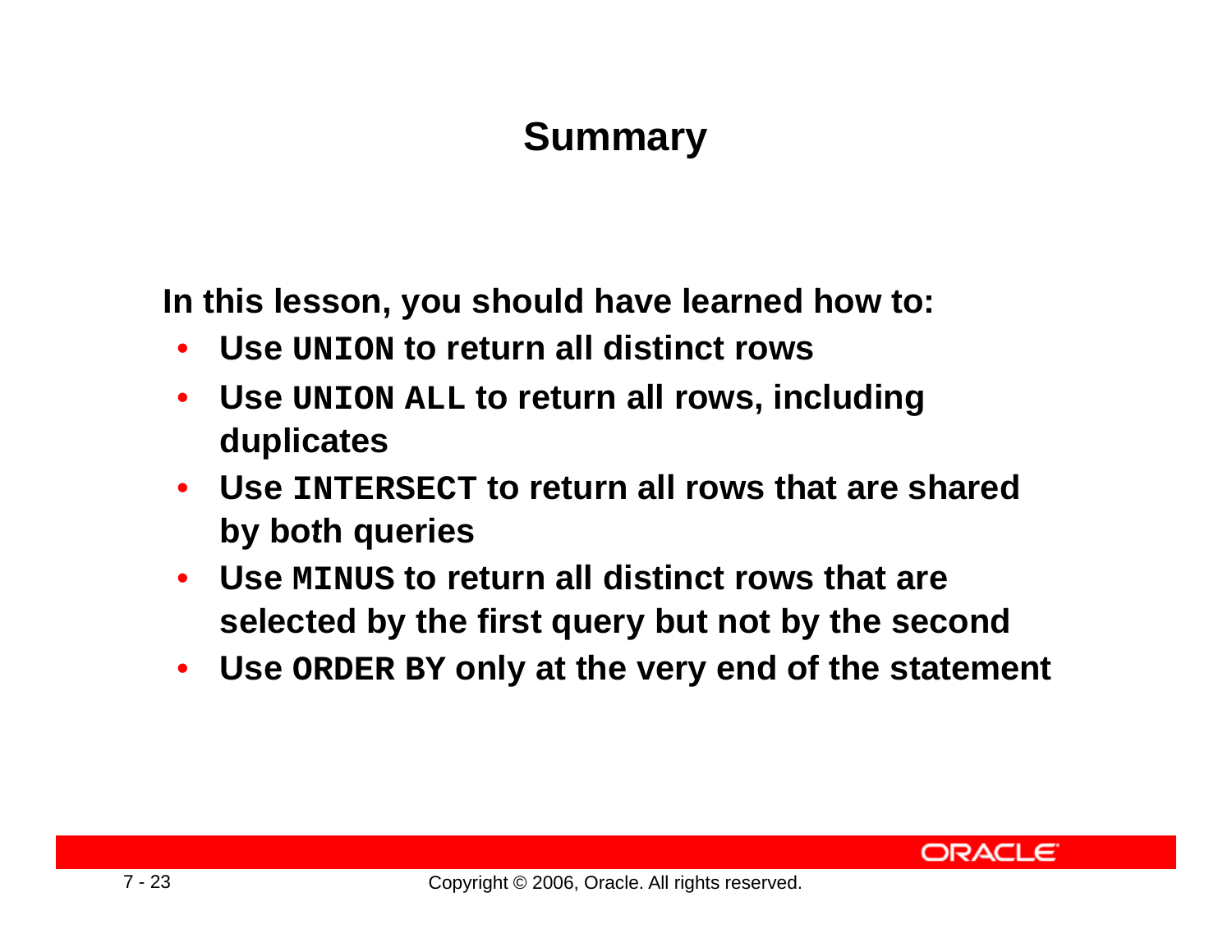# Summary

**In this lesson, you should have learned how to:**

- **Use `UNION` to return all distinct rows**
- **Use `UNION ALL` to return all rows, including duplicates**
- **Use `INTERSECT` to return all rows that are shared by both queries**
- **Use `MINUS` to return all distinct rows that are selected by the first query but not by the second**
- **Use `ORDER BY` only at the very end of the statement**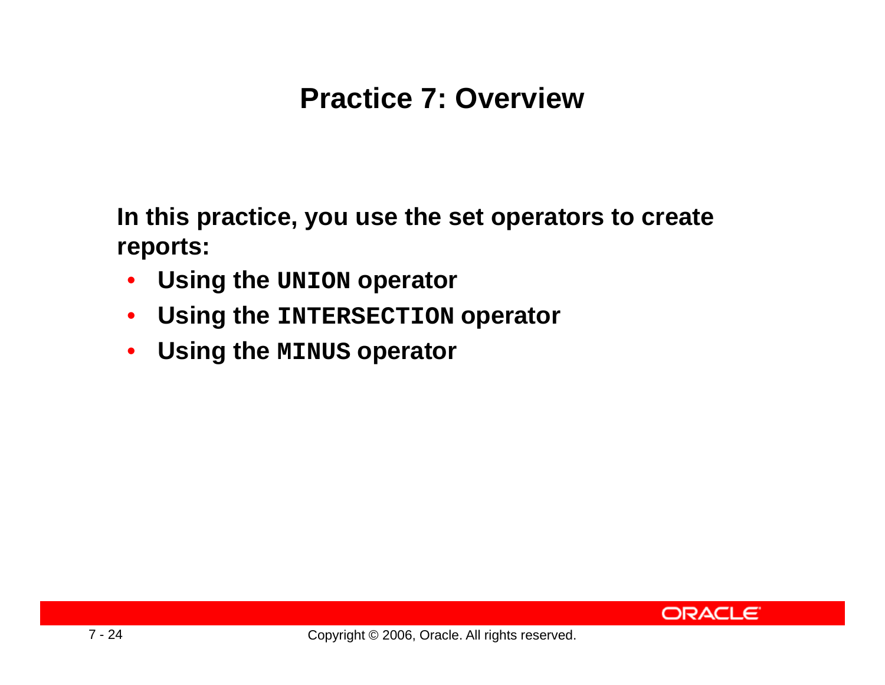# Practice 7: Overview

**In this practice, you use the set operators to create reports:**

- **Using the `UNION` operator**
- **Using the `INTERSECTION` operator**
- **Using the `MINUS` operator**